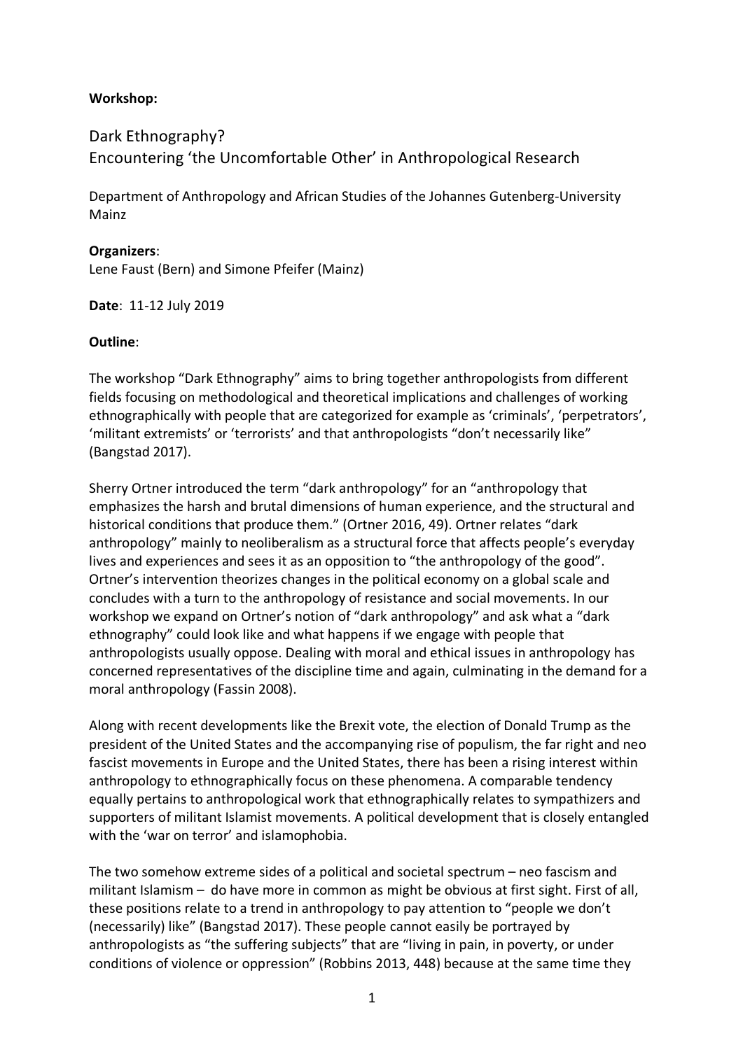**Workshop:**

# Dark Ethnography?
# Encountering 'the Uncomfortable Other' in Anthropological Research

Department of Anthropology and African Studies of the Johannes Gutenberg-University Mainz

**Organizers**:
Lene Faust (Bern) and Simone Pfeifer (Mainz)

**Date**: 11-12 July 2019

**Outline**:

The workshop "Dark Ethnography" aims to bring together anthropologists from different fields focusing on methodological and theoretical implications and challenges of working ethnographically with people that are categorized for example as 'criminals', 'perpetrators', 'militant extremists' or 'terrorists' and that anthropologists "don't necessarily like" (Bangstad 2017).

Sherry Ortner introduced the term "dark anthropology" for an "anthropology that emphasizes the harsh and brutal dimensions of human experience, and the structural and historical conditions that produce them." (Ortner 2016, 49). Ortner relates "dark anthropology" mainly to neoliberalism as a structural force that affects people's everyday lives and experiences and sees it as an opposition to "the anthropology of the good". Ortner's intervention theorizes changes in the political economy on a global scale and concludes with a turn to the anthropology of resistance and social movements. In our workshop we expand on Ortner's notion of "dark anthropology" and ask what a "dark ethnography" could look like and what happens if we engage with people that anthropologists usually oppose. Dealing with moral and ethical issues in anthropology has concerned representatives of the discipline time and again, culminating in the demand for a moral anthropology (Fassin 2008).

Along with recent developments like the Brexit vote, the election of Donald Trump as the president of the United States and the accompanying rise of populism, the far right and neo fascist movements in Europe and the United States, there has been a rising interest within anthropology to ethnographically focus on these phenomena. A comparable tendency equally pertains to anthropological work that ethnographically relates to sympathizers and supporters of militant Islamist movements. A political development that is closely entangled with the 'war on terror' and islamophobia.

The two somehow extreme sides of a political and societal spectrum – neo fascism and militant Islamism – do have more in common as might be obvious at first sight. First of all, these positions relate to a trend in anthropology to pay attention to "people we don't (necessarily) like" (Bangstad 2017). These people cannot easily be portrayed by anthropologists as "the suffering subjects" that are "living in pain, in poverty, or under conditions of violence or oppression" (Robbins 2013, 448) because at the same time they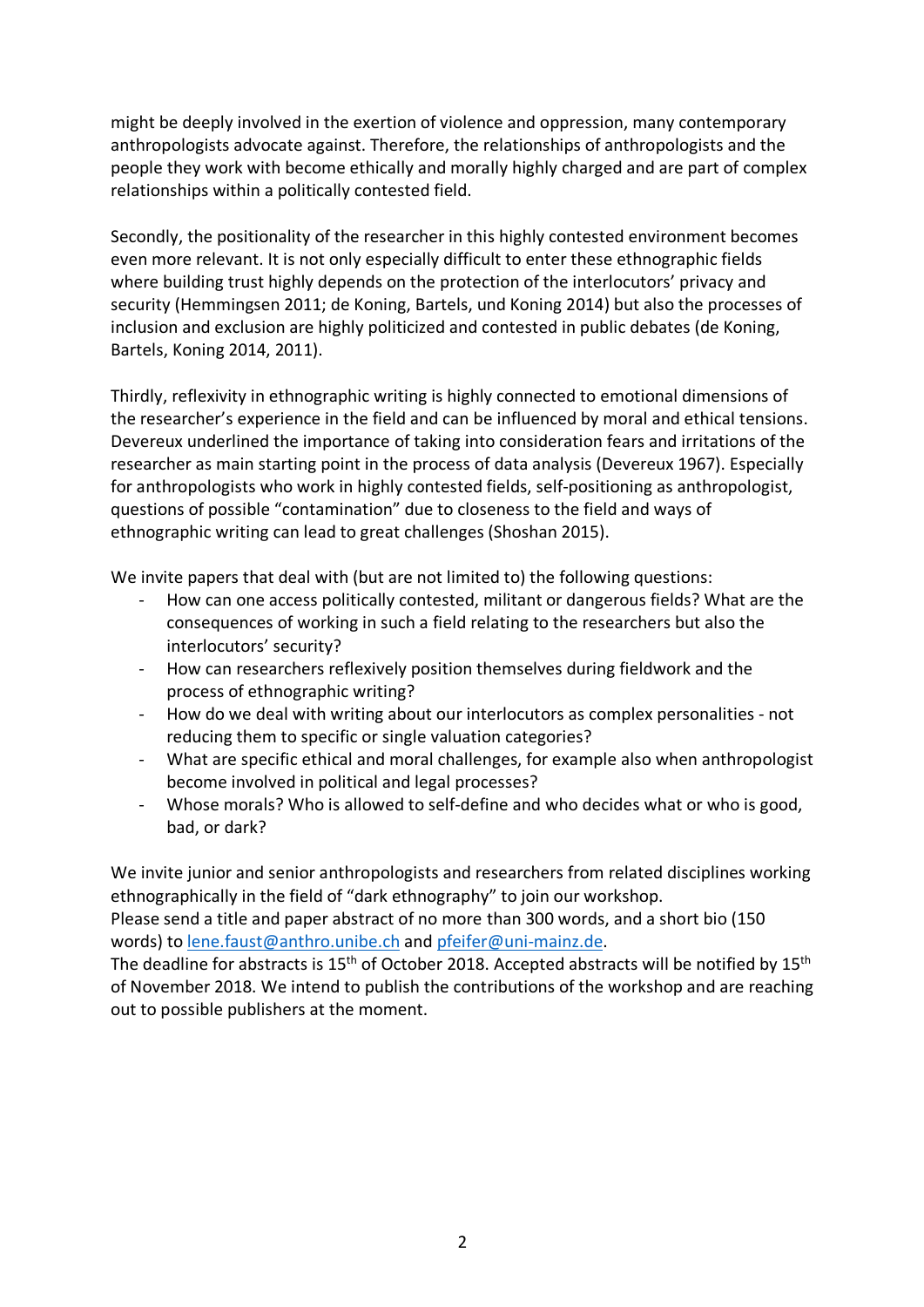might be deeply involved in the exertion of violence and oppression, many contemporary anthropologists advocate against. Therefore, the relationships of anthropologists and the people they work with become ethically and morally highly charged and are part of complex relationships within a politically contested field.

Secondly, the positionality of the researcher in this highly contested environment becomes even more relevant. It is not only especially difficult to enter these ethnographic fields where building trust highly depends on the protection of the interlocutors' privacy and security (Hemmingsen 2011; de Koning, Bartels, und Koning 2014) but also the processes of inclusion and exclusion are highly politicized and contested in public debates (de Koning, Bartels, Koning 2014, 2011).

Thirdly, reflexivity in ethnographic writing is highly connected to emotional dimensions of the researcher's experience in the field and can be influenced by moral and ethical tensions. Devereux underlined the importance of taking into consideration fears and irritations of the researcher as main starting point in the process of data analysis (Devereux 1967). Especially for anthropologists who work in highly contested fields, self-positioning as anthropologist, questions of possible "contamination" due to closeness to the field and ways of ethnographic writing can lead to great challenges (Shoshan 2015).

We invite papers that deal with (but are not limited to) the following questions:

- How can one access politically contested, militant or dangerous fields? What are the consequences of working in such a field relating to the researchers but also the interlocutors' security?
- How can researchers reflexively position themselves during fieldwork and the process of ethnographic writing?
- How do we deal with writing about our interlocutors as complex personalities - not reducing them to specific or single valuation categories?
- What are specific ethical and moral challenges, for example also when anthropologist become involved in political and legal processes?
- Whose morals? Who is allowed to self-define and who decides what or who is good, bad, or dark?

We invite junior and senior anthropologists and researchers from related disciplines working ethnographically in the field of "dark ethnography" to join our workshop.
Please send a title and paper abstract of no more than 300 words, and a short bio (150 words) to [lene.faust@anthro.unibe.ch](mailto:lene.faust@anthro.unibe.ch) and [pfeifer@uni-mainz.de](mailto:pfeifer@uni-mainz.de).
The deadline for abstracts is 15th of October 2018. Accepted abstracts will be notified by 15th of November 2018. We intend to publish the contributions of the workshop and are reaching out to possible publishers at the moment.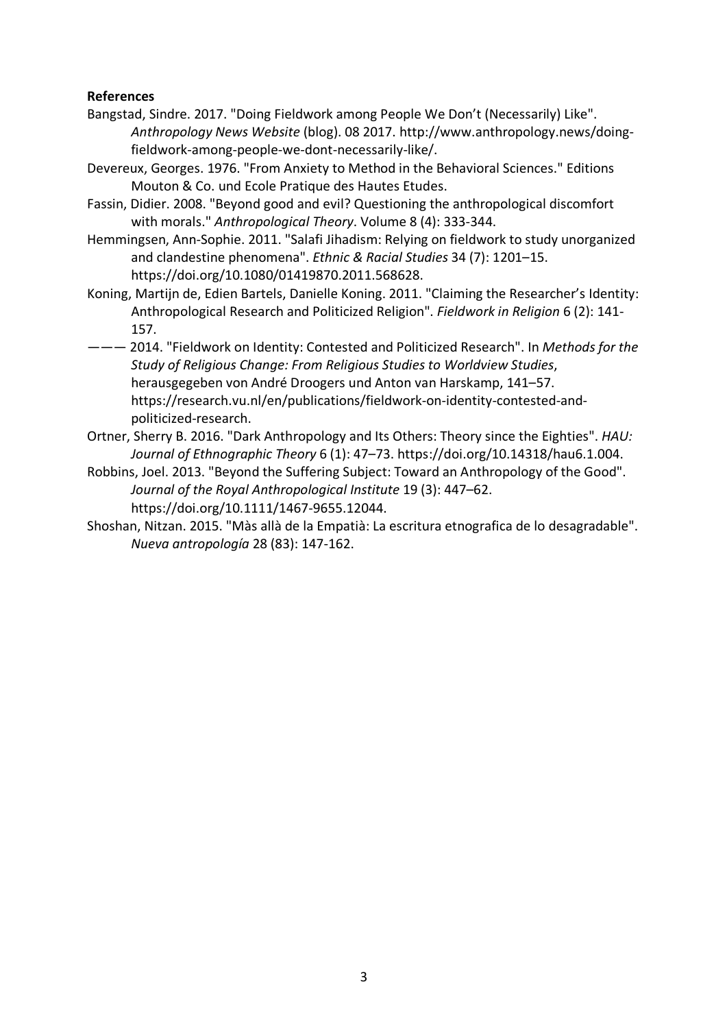**References**

Bangstad, Sindre. 2017. "Doing Fieldwork among People We Don't (Necessarily) Like". *Anthropology News Website* (blog). 08 2017. http://www.anthropology.news/doing-fieldwork-among-people-we-dont-necessarily-like/.

Devereux, Georges. 1976. "From Anxiety to Method in the Behavioral Sciences." Editions Mouton & Co. und Ecole Pratique des Hautes Etudes.

Fassin, Didier. 2008. "Beyond good and evil? Questioning the anthropological discomfort with morals." *Anthropological Theory*. Volume 8 (4): 333-344.

Hemmingsen, Ann-Sophie. 2011. "Salafi Jihadism: Relying on fieldwork to study unorganized and clandestine phenomena". *Ethnic & Racial Studies* 34 (7): 1201–15. https://doi.org/10.1080/01419870.2011.568628.

Koning, Martijn de, Edien Bartels, Danielle Koning. 2011. "Claiming the Researcher's Identity: Anthropological Research and Politicized Religion". *Fieldwork in Religion* 6 (2): 141-157.

——— 2014. "Fieldwork on Identity: Contested and Politicized Research". In *Methods for the Study of Religious Change: From Religious Studies to Worldview Studies*, herausgegeben von André Droogers und Anton van Harskamp, 141–57. https://research.vu.nl/en/publications/fieldwork-on-identity-contested-and-politicized-research.

Ortner, Sherry B. 2016. "Dark Anthropology and Its Others: Theory since the Eighties". *HAU: Journal of Ethnographic Theory* 6 (1): 47–73. https://doi.org/10.14318/hau6.1.004.

Robbins, Joel. 2013. "Beyond the Suffering Subject: Toward an Anthropology of the Good". *Journal of the Royal Anthropological Institute* 19 (3): 447–62. https://doi.org/10.1111/1467-9655.12044.

Shoshan, Nitzan. 2015. "Màs allà de la Empatià: La escritura etnografica de lo desagradable". *Nueva antropología* 28 (83): 147-162.